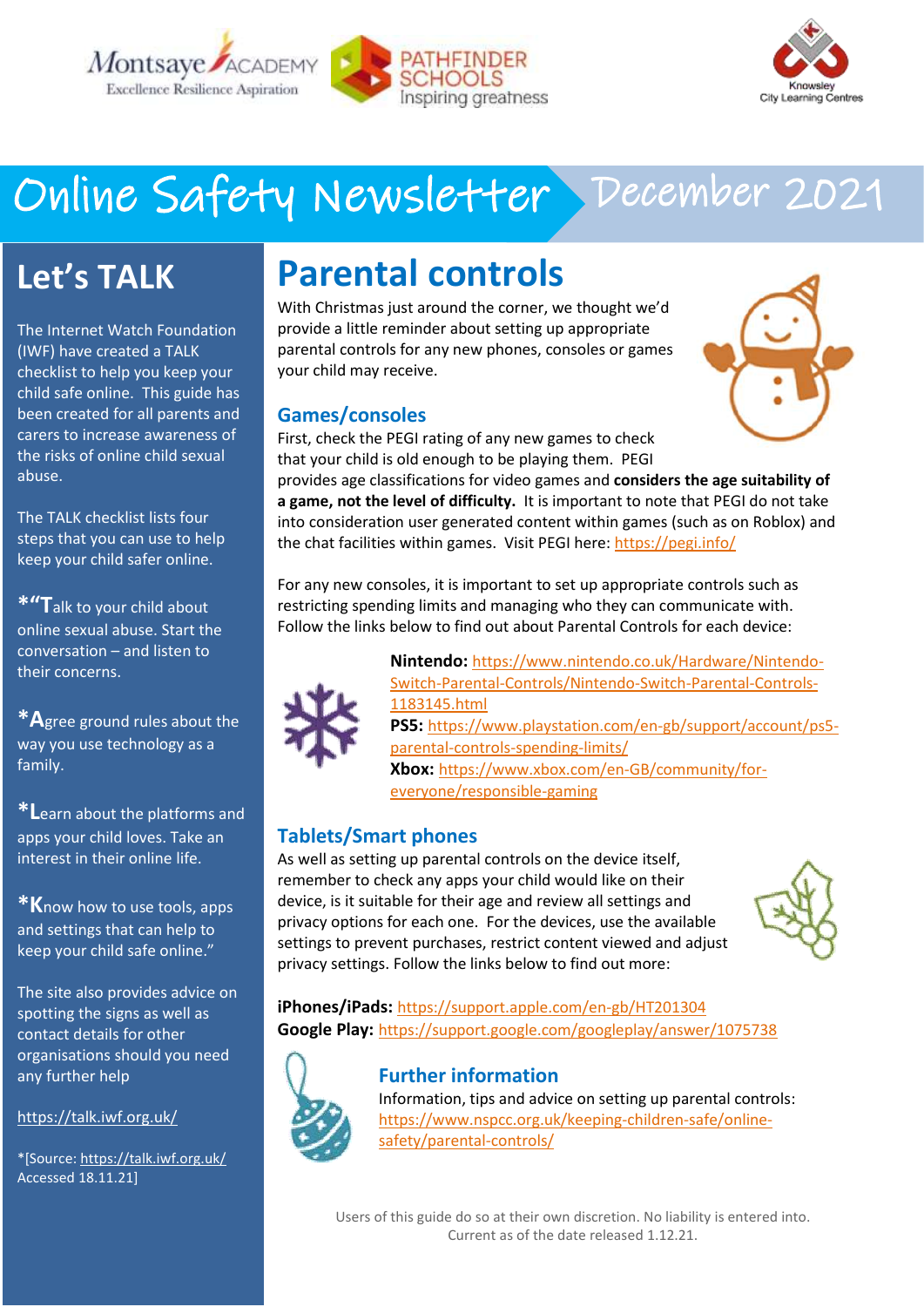Montsaye Academy — Excellence Resilience Aspiration | Pathfinder Schools — Inspiring greatness | Knowsley City Learning Centres

# Online Safety Newsletter December 2021

## Let's TALK

The Internet Watch Foundation (IWF) have created a TALK checklist to help you keep your child safe online. This guide has been created for all parents and carers to increase awareness of the risks of online child sexual abuse.

The TALK checklist lists four steps that you can use to help keep your child safer online.

*"**T**alk to your child about online sexual abuse. Start the conversation – and listen to their concerns.

***A**gree ground rules about the way you use technology as a family.

***L**earn about the platforms and apps your child loves. Take an interest in their online life.

***K**now how to use tools, apps and settings that can help to keep your child safe online."

The site also provides advice on spotting the signs as well as contact details for other organisations should you need any further help

https://talk.iwf.org.uk/

*[Source: https://talk.iwf.org.uk/ Accessed 18.11.21]

## Parental controls

With Christmas just around the corner, we thought we'd provide a little reminder about setting up appropriate parental controls for any new phones, consoles or games your child may receive.

### Games/consoles

First, check the PEGI rating of any new games to check that your child is old enough to be playing them. PEGI provides age classifications for video games and **considers the age suitability of a game, not the level of difficulty.** It is important to note that PEGI do not take into consideration user generated content within games (such as on Roblox) and the chat facilities within games. Visit PEGI here: https://pegi.info/

For any new consoles, it is important to set up appropriate controls such as restricting spending limits and managing who they can communicate with. Follow the links below to find out about Parental Controls for each device:

**Nintendo:** https://www.nintendo.co.uk/Hardware/Nintendo-Switch-Parental-Controls/Nintendo-Switch-Parental-Controls-1183145.html
**PS5:** https://www.playstation.com/en-gb/support/account/ps5-parental-controls-spending-limits/
**Xbox:** https://www.xbox.com/en-GB/community/for-everyone/responsible-gaming

### Tablets/Smart phones

As well as setting up parental controls on the device itself, remember to check any apps your child would like on their device, is it suitable for their age and review all settings and privacy options for each one. For the devices, use the available settings to prevent purchases, restrict content viewed and adjust privacy settings. Follow the links below to find out more:

**iPhones/iPads:** https://support.apple.com/en-gb/HT201304
**Google Play:** https://support.google.com/googleplay/answer/1075738

### Further information

Information, tips and advice on setting up parental controls: https://www.nspcc.org.uk/keeping-children-safe/online-safety/parental-controls/

Users of this guide do so at their own discretion. No liability is entered into. Current as of the date released 1.12.21.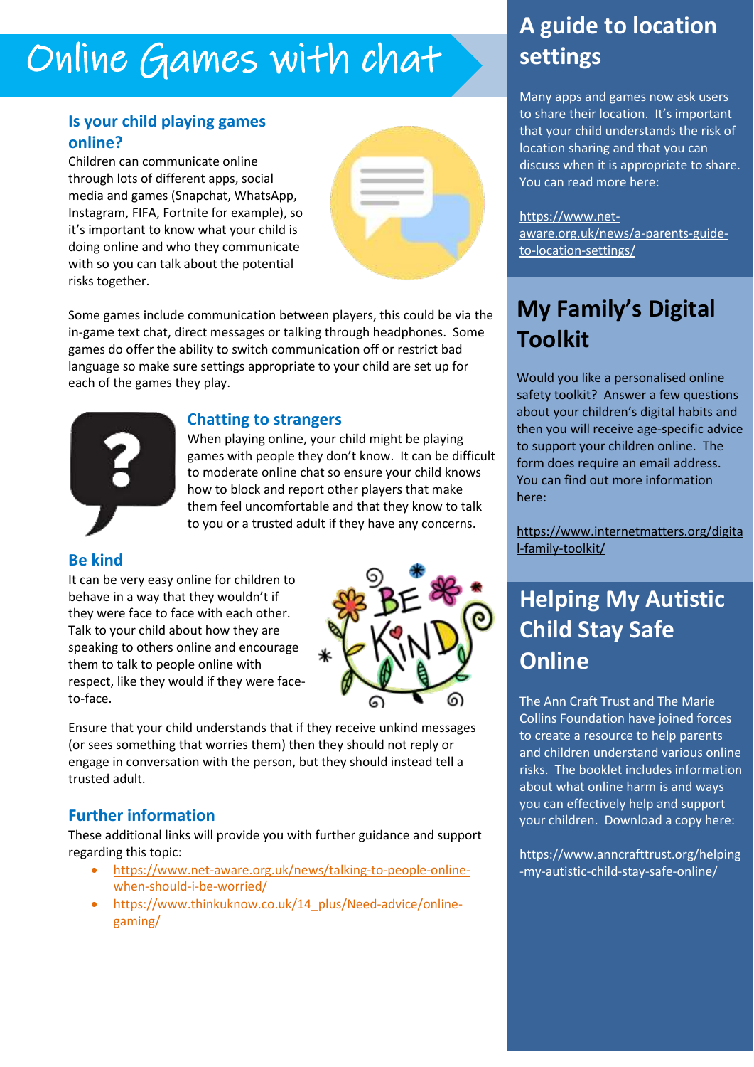# Online Games with chat

## Is your child playing games online?

Children can communicate online through lots of different apps, social media and games (Snapchat, WhatsApp, Instagram, FIFA, Fortnite for example), so it's important to know what your child is doing online and who they communicate with so you can talk about the potential risks together.

Some games include communication between players, this could be via the in-game text chat, direct messages or talking through headphones. Some games do offer the ability to switch communication off or restrict bad language so make sure settings appropriate to your child are set up for each of the games they play.

## Chatting to strangers

When playing online, your child might be playing games with people they don't know. It can be difficult to moderate online chat so ensure your child knows how to block and report other players that make them feel uncomfortable and that they know to talk to you or a trusted adult if they have any concerns.

## Be kind

It can be very easy online for children to behave in a way that they wouldn't if they were face to face with each other. Talk to your child about how they are speaking to others online and encourage them to talk to people online with respect, like they would if they were face-to-face.

Ensure that your child understands that if they receive unkind messages (or sees something that worries them) then they should not reply or engage in conversation with the person, but they should instead tell a trusted adult.

## Further information

These additional links will provide you with further guidance and support regarding this topic:

- https://www.net-aware.org.uk/news/talking-to-people-online-when-should-i-be-worried/
- https://www.thinkuknow.co.uk/14_plus/Need-advice/online-gaming/

## A guide to location settings

Many apps and games now ask users to share their location. It's important that your child understands the risk of location sharing and that you can discuss when it is appropriate to share. You can read more here:

https://www.net-aware.org.uk/news/a-parents-guide-to-location-settings/

## My Family's Digital Toolkit

Would you like a personalised online safety toolkit? Answer a few questions about your children's digital habits and then you will receive age-specific advice to support your children online. The form does require an email address. You can find out more information here:

https://www.internetmatters.org/digital-family-toolkit/

## Helping My Autistic Child Stay Safe Online

The Ann Craft Trust and The Marie Collins Foundation have joined forces to create a resource to help parents and children understand various online risks. The booklet includes information about what online harm is and ways you can effectively help and support your children. Download a copy here:

https://www.anncrafttrust.org/helping-my-autistic-child-stay-safe-online/